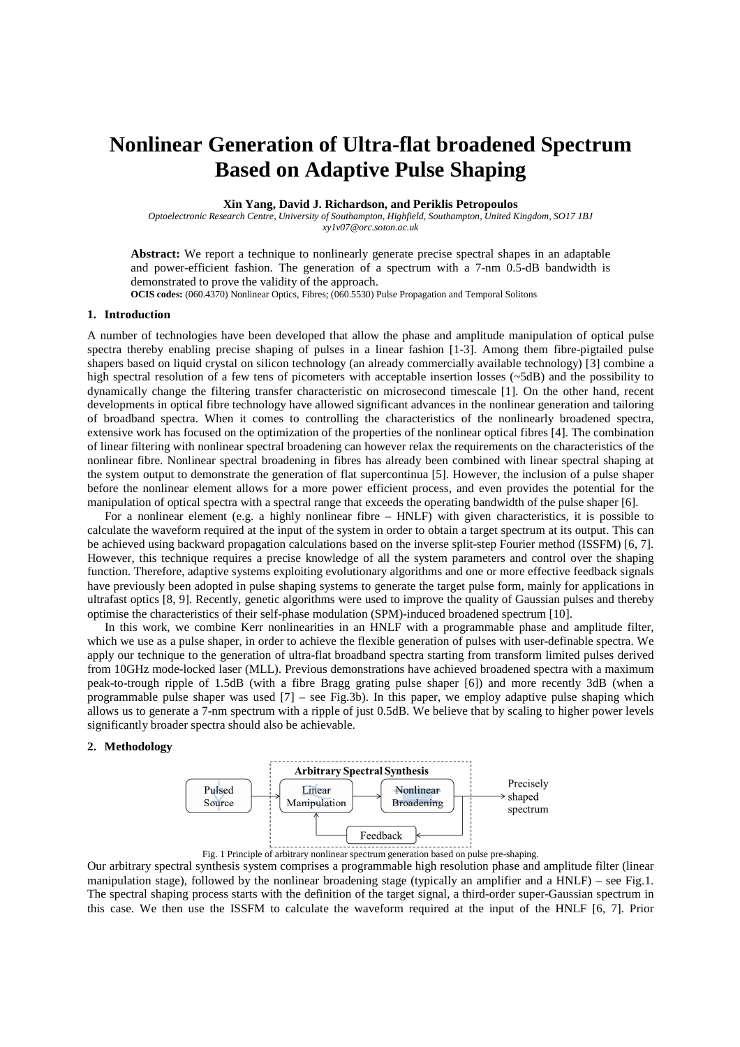# Nonlinear Generation of Ultra-flat broadened Spectrum Based on Adaptive Pulse Shaping

**Xin Yang, David J. Richardson, and Periklis Petropoulos**

*Optoelectronic Research Centre, University of Southampton, Highfield, Southampton, United Kingdom, SO17 1BJ*
*xy1v07@orc.soton.ac.uk*

**Abstract:** We report a technique to nonlinearly generate precise spectral shapes in an adaptable and power-efficient fashion. The generation of a spectrum with a 7-nm 0.5-dB bandwidth is demonstrated to prove the validity of the approach.

**OCIS codes:** (060.4370) Nonlinear Optics, Fibres; (060.5530) Pulse Propagation and Temporal Solitons

## 1. Introduction

A number of technologies have been developed that allow the phase and amplitude manipulation of optical pulse spectra thereby enabling precise shaping of pulses in a linear fashion [1-3]. Among them fibre-pigtailed pulse shapers based on liquid crystal on silicon technology (an already commercially available technology) [3] combine a high spectral resolution of a few tens of picometers with acceptable insertion losses (~5dB) and the possibility to dynamically change the filtering transfer characteristic on microsecond timescale [1]. On the other hand, recent developments in optical fibre technology have allowed significant advances in the nonlinear generation and tailoring of broadband spectra. When it comes to controlling the characteristics of the nonlinearly broadened spectra, extensive work has focused on the optimization of the properties of the nonlinear optical fibres [4]. The combination of linear filtering with nonlinear spectral broadening can however relax the requirements on the characteristics of the nonlinear fibre. Nonlinear spectral broadening in fibres has already been combined with linear spectral shaping at the system output to demonstrate the generation of flat supercontinua [5]. However, the inclusion of a pulse shaper before the nonlinear element allows for a more power efficient process, and even provides the potential for the manipulation of optical spectra with a spectral range that exceeds the operating bandwidth of the pulse shaper [6].

For a nonlinear element (e.g. a highly nonlinear fibre – HNLF) with given characteristics, it is possible to calculate the waveform required at the input of the system in order to obtain a target spectrum at its output. This can be achieved using backward propagation calculations based on the inverse split-step Fourier method (ISSFM) [6, 7]. However, this technique requires a precise knowledge of all the system parameters and control over the shaping function. Therefore, adaptive systems exploiting evolutionary algorithms and one or more effective feedback signals have previously been adopted in pulse shaping systems to generate the target pulse form, mainly for applications in ultrafast optics [8, 9]. Recently, genetic algorithms were used to improve the quality of Gaussian pulses and thereby optimise the characteristics of their self-phase modulation (SPM)-induced broadened spectrum [10].

In this work, we combine Kerr nonlinearities in an HNLF with a programmable phase and amplitude filter, which we use as a pulse shaper, in order to achieve the flexible generation of pulses with user-definable spectra. We apply our technique to the generation of ultra-flat broadband spectra starting from transform limited pulses derived from 10GHz mode-locked laser (MLL). Previous demonstrations have achieved broadened spectra with a maximum peak-to-trough ripple of 1.5dB (with a fibre Bragg grating pulse shaper [6]) and more recently 3dB (when a programmable pulse shaper was used [7] – see Fig.3b). In this paper, we employ adaptive pulse shaping which allows us to generate a 7-nm spectrum with a ripple of just 0.5dB. We believe that by scaling to higher power levels significantly broader spectra should also be achievable.

## 2. Methodology

Fig. 1 Principle of arbitrary nonlinear spectrum generation based on pulse pre-shaping.

Our arbitrary spectral synthesis system comprises a programmable high resolution phase and amplitude filter (linear manipulation stage), followed by the nonlinear broadening stage (typically an amplifier and a HNLF) – see Fig.1. The spectral shaping process starts with the definition of the target signal, a third-order super-Gaussian spectrum in this case. We then use the ISSFM to calculate the waveform required at the input of the HNLF [6, 7]. Prior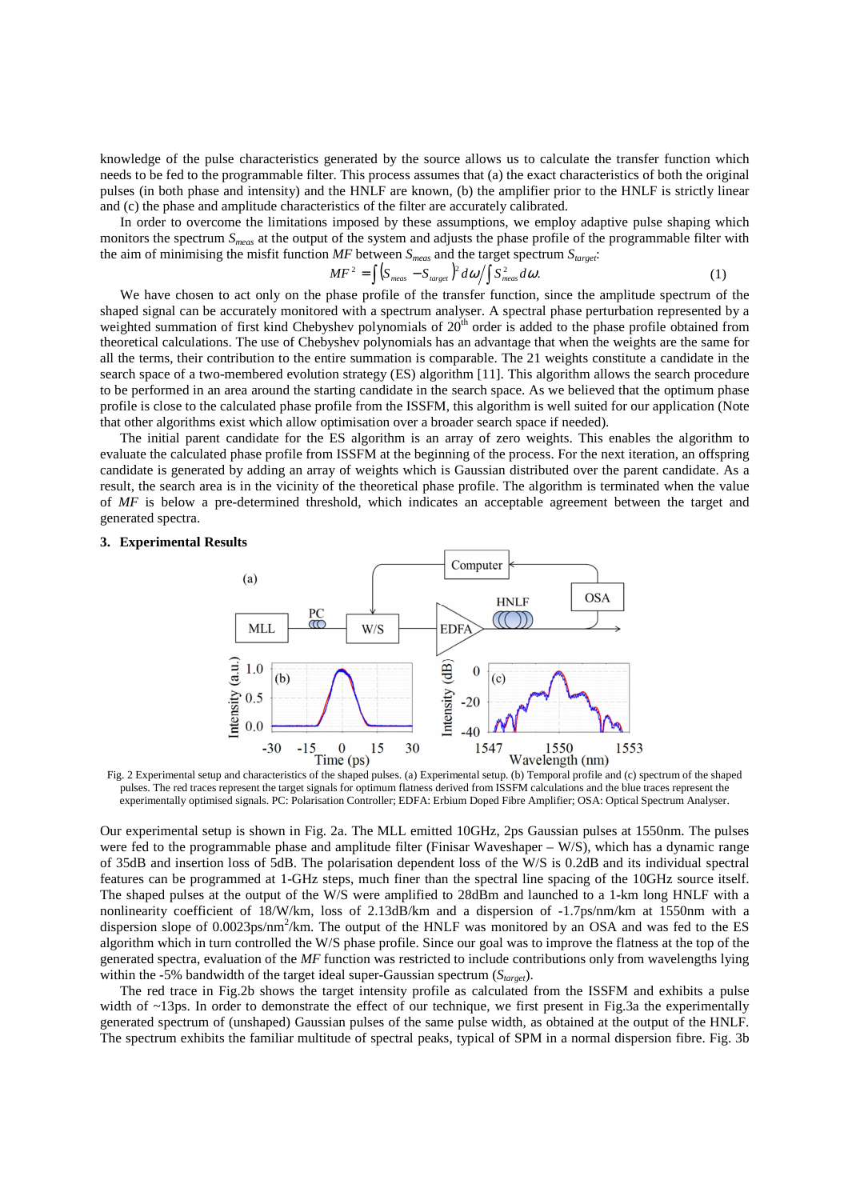knowledge of the pulse characteristics generated by the source allows us to calculate the transfer function which needs to be fed to the programmable filter. This process assumes that (a) the exact characteristics of both the original pulses (in both phase and intensity) and the HNLF are known, (b) the amplifier prior to the HNLF is strictly linear and (c) the phase and amplitude characteristics of the filter are accurately calibrated.

In order to overcome the limitations imposed by these assumptions, we employ adaptive pulse shaping which monitors the spectrum $S_{meas}$ at the output of the system and adjusts the phase profile of the programmable filter with the aim of minimising the misfit function *MF* between $S_{meas}$ and the target spectrum $S_{target}$:

$$MF^2 = \int \left(S_{meas} - S_{target}\right)^2 d\omega \Big/ \int S_{meas}^2 d\omega. \quad (1)$$

We have chosen to act only on the phase profile of the transfer function, since the amplitude spectrum of the shaped signal can be accurately monitored with a spectrum analyser. A spectral phase perturbation represented by a weighted summation of first kind Chebyshev polynomials of 20[th] order is added to the phase profile obtained from theoretical calculations. The use of Chebyshev polynomials has an advantage that when the weights are the same for all the terms, their contribution to the entire summation is comparable. The 21 weights constitute a candidate in the search space of a two-membered evolution strategy (ES) algorithm [11]. This algorithm allows the search procedure to be performed in an area around the starting candidate in the search space. As we believed that the optimum phase profile is close to the calculated phase profile from the ISSFM, this algorithm is well suited for our application (Note that other algorithms exist which allow optimisation over a broader search space if needed).

The initial parent candidate for the ES algorithm is an array of zero weights. This enables the algorithm to evaluate the calculated phase profile from ISSFM at the beginning of the process. For the next iteration, an offspring candidate is generated by adding an array of weights which is Gaussian distributed over the parent candidate. As a result, the search area is in the vicinity of the theoretical phase profile. The algorithm is terminated when the value of *MF* is below a pre-determined threshold, which indicates an acceptable agreement between the target and generated spectra.

## 3. Experimental Results

Fig. 2 Experimental setup and characteristics of the shaped pulses. (a) Experimental setup. (b) Temporal profile and (c) spectrum of the shaped pulses. The red traces represent the target signals for optimum flatness derived from ISSFM calculations and the blue traces represent the experimentally optimised signals. PC: Polarisation Controller; EDFA: Erbium Doped Fibre Amplifier; OSA: Optical Spectrum Analyser.

Our experimental setup is shown in Fig. 2a. The MLL emitted 10GHz, 2ps Gaussian pulses at 1550nm. The pulses were fed to the programmable phase and amplitude filter (Finisar Waveshaper – W/S), which has a dynamic range of 35dB and insertion loss of 5dB. The polarisation dependent loss of the W/S is 0.2dB and its individual spectral features can be programmed at 1-GHz steps, much finer than the spectral line spacing of the 10GHz source itself. The shaped pulses at the output of the W/S were amplified to 28dBm and launched to a 1-km long HNLF with a nonlinearity coefficient of 18/W/km, loss of 2.13dB/km and a dispersion of -1.7ps/nm/km at 1550nm with a dispersion slope of 0.0023ps/nm$^2$/km. The output of the HNLF was monitored by an OSA and was fed to the ES algorithm which in turn controlled the W/S phase profile. Since our goal was to improve the flatness at the top of the generated spectra, evaluation of the *MF* function was restricted to include contributions only from wavelengths lying within the -5% bandwidth of the target ideal super-Gaussian spectrum ($S_{target}$).

The red trace in Fig.2b shows the target intensity profile as calculated from the ISSFM and exhibits a pulse width of ~13ps. In order to demonstrate the effect of our technique, we first present in Fig.3a the experimentally generated spectrum of (unshaped) Gaussian pulses of the same pulse width, as obtained at the output of the HNLF. The spectrum exhibits the familiar multitude of spectral peaks, typical of SPM in a normal dispersion fibre. Fig. 3b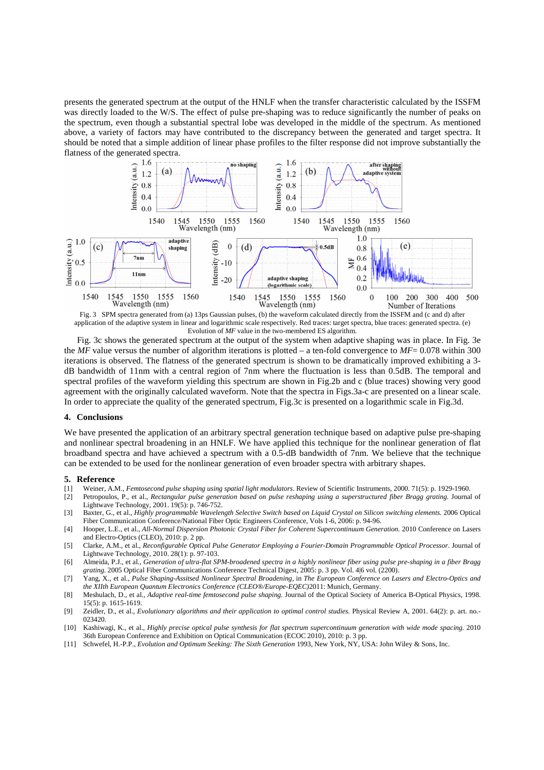presents the generated spectrum at the output of the HNLF when the transfer characteristic calculated by the ISSFM was directly loaded to the W/S. The effect of pulse pre-shaping was to reduce significantly the number of peaks on the spectrum, even though a substantial spectral lobe was developed in the middle of the spectrum. As mentioned above, a variety of factors may have contributed to the discrepancy between the generated and target spectra. It should be noted that a simple addition of linear phase profiles to the filter response did not improve substantially the flatness of the generated spectra.

(a) no shaping
Intensity (a.u.)
1.6
1.2
0.8
0.4
0.0
1540 1545 1550 1555 1560
Wavelength (nm)

(b) after shaping without adaptive system
Intensity (a.u.)
1.6
1.2
0.8
0.4
0.0
1540 1545 1550 1555 1560
Wavelength (nm)

(c) adaptive shaping
Intensity (a.u.)
1.0
0.5
0.0
7nm
11nm
1540 1545 1550 1555 1560
Wavelength (nm)

(d) adaptive shaping (logarithmic scale)
Intensity (dB)
0
-10
-20
0.5dB
1540 1545 1550 1555 1560
Wavelength (nm)

(e)
MF
1.0
0.8
0.6
0.4
0.2
0.0
0 100 200 300 400 500
Number of Iterations

Fig. 3 SPM spectra generated from (a) 13ps Gaussian pulses, (b) the waveform calculated directly from the ISSFM and (c and d) after application of the adaptive system in linear and logarithmic scale respectively. Red traces: target spectra, blue traces: generated spectra. (e) Evolution of *MF* value in the two-membered ES algorithm.

Fig. 3c shows the generated spectrum at the output of the system when adaptive shaping was in place. In Fig. 3e the *MF* value versus the number of algorithm iterations is plotted – a ten-fold convergence to *MF*= 0.078 within 300 iterations is observed. The flatness of the generated spectrum is shown to be dramatically improved exhibiting a 3-dB bandwidth of 11nm with a central region of 7nm where the fluctuation is less than 0.5dB. The temporal and spectral profiles of the waveform yielding this spectrum are shown in Fig.2b and c (blue traces) showing very good agreement with the originally calculated waveform. Note that the spectra in Figs.3a-c are presented on a linear scale. In order to appreciate the quality of the generated spectrum, Fig.3c is presented on a logarithmic scale in Fig.3d.

## 4. Conclusions

We have presented the application of an arbitrary spectral generation technique based on adaptive pulse pre-shaping and nonlinear spectral broadening in an HNLF. We have applied this technique for the nonlinear generation of flat broadband spectra and have achieved a spectrum with a 0.5-dB bandwidth of 7nm. We believe that the technique can be extended to be used for the nonlinear generation of even broader spectra with arbitrary shapes.

## 5. Reference

[1] Weiner, A.M., *Femtosecond pulse shaping using spatial light modulators*. Review of Scientific Instruments, 2000. 71(5): p. 1929-1960.

[2] Petropoulos, P., et al., *Rectangular pulse generation based on pulse reshaping using a superstructured fiber Bragg grating.* Journal of Lightwave Technology, 2001. 19(5): p. 746-752.

[3] Baxter, G., et al., *Highly programmable Wavelength Selective Switch based on Liquid Crystal on Silicon switching elements.* 2006 Optical Fiber Communication Conference/National Fiber Optic Engineers Conference, Vols 1-6, 2006: p. 94-96.

[4] Hooper, L.E., et al., *All-Normal Dispersion Photonic Crystal Fiber for Coherent Supercontinuum Generation.* 2010 Conference on Lasers and Electro-Optics (CLEO), 2010: p. 2 pp.

[5] Clarke, A.M., et al., *Reconfigurable Optical Pulse Generator Employing a Fourier-Domain Programmable Optical Processor.* Journal of Lightwave Technology, 2010. 28(1): p. 97-103.

[6] Almeida, P.J., et al., *Generation of ultra-flat SPM-broadened spectra in a highly nonlinear fiber using pulse pre-shaping in a fiber Bragg grating.* 2005 Optical Fiber Communications Conference Technical Digest, 2005: p. 3 pp. Vol. 4|6 vol. (2200).

[7] Yang, X., et al., *Pulse Shaping-Assitsed Nonlinear Spectral Broadening*, in *The European Conference on Lasers and Electro-Optics and the XIIth European Quantum Electronics Conference (CLEO®/Europe-EQEC)*2011: Munich, Germany.

[8] Meshulach, D., et al., *Adaptive real-time femtosecond pulse shaping.* Journal of the Optical Society of America B-Optical Physics, 1998. 15(5): p. 1615-1619.

[9] Zeidler, D., et al., *Evolutionary algorithms and their application to optimal control studies.* Physical Review A, 2001. 64(2): p. art. no.-023420.

[10] Kashiwagi, K., et al., *Highly precise optical pulse synthesis for flat spectrum supercontinuum generation with wide mode spacing.* 2010 36th European Conference and Exhibition on Optical Communication (ECOC 2010), 2010: p. 3 pp.

[11] Schwefel, H.-P.P., *Evolution and Optimum Seeking: The Sixth Generation* 1993, New York, NY, USA: John Wiley & Sons, Inc.